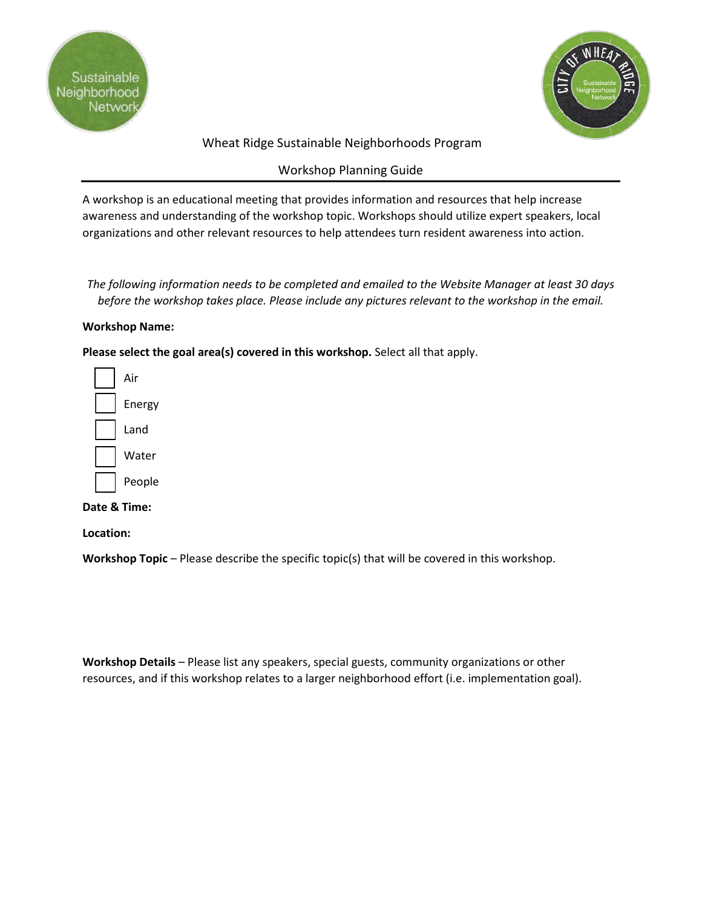# Wheat Ridge Sustainable Neighborhoods Program

## Workshop Planning Guide

A workshop is an educational meeting that provides information and resources that help increase awareness and understanding of the workshop topic. Workshops should utilize expert speakers, local organizations and other relevant resources to help attendees turn resident awareness into action.

*The following information needs to be completed and emailed to the Website Manager at least 30 days before the workshop takes place. Please include any pictures relevant to the workshop in the email.*

**Workshop Name:**

**Please select the goal area(s) covered in this workshop.** Select all that apply.

- [ ] Air
- [ ] Energy
- [ ] Land
- [ ] Water
- [ ] People

**Date & Time:**

**Location:**

**Workshop Topic** – Please describe the specific topic(s) that will be covered in this workshop.

**Workshop Details** – Please list any speakers, special guests, community organizations or other resources, and if this workshop relates to a larger neighborhood effort (i.e. implementation goal).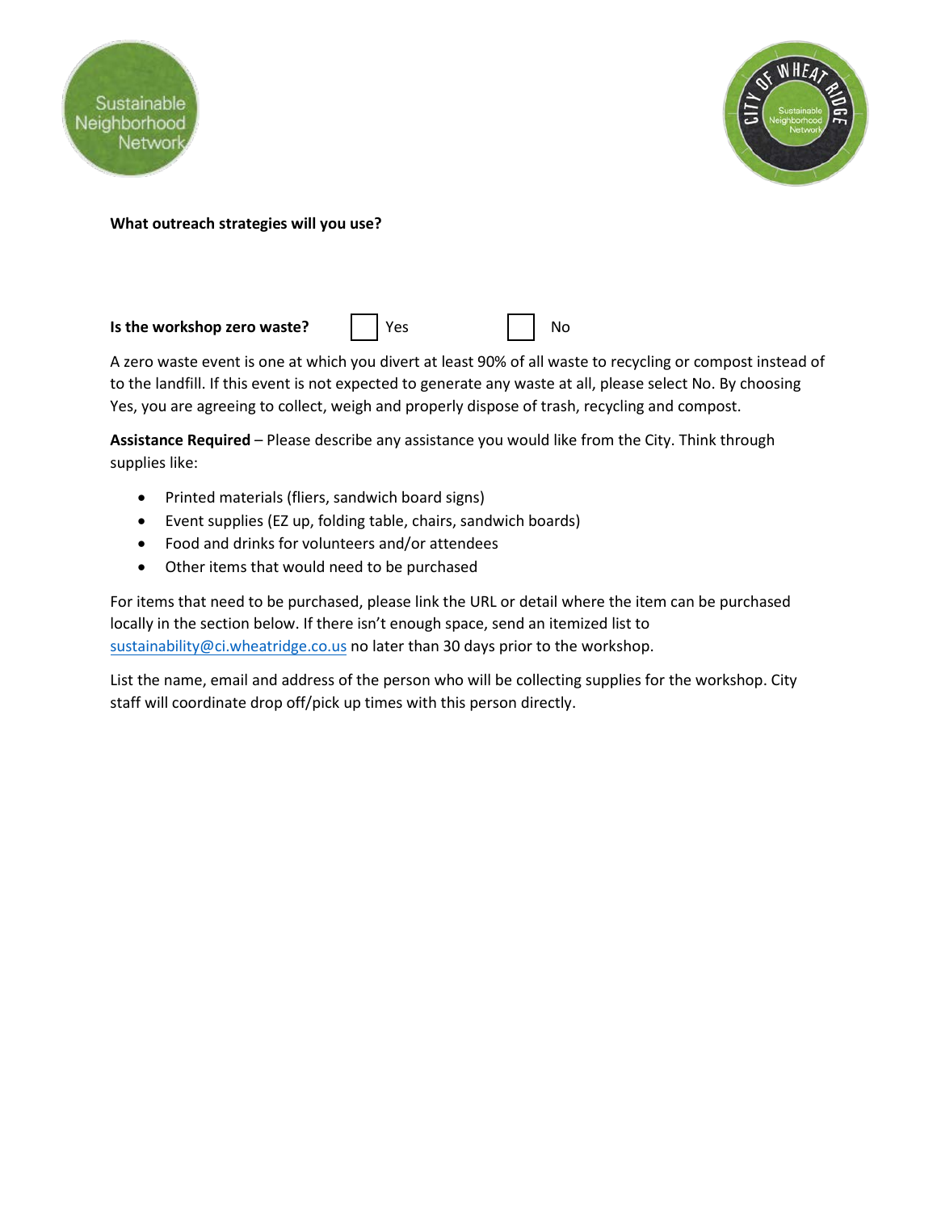**What outreach strategies will you use?**

**Is the workshop zero waste?** ☐ Yes ☐ No

A zero waste event is one at which you divert at least 90% of all waste to recycling or compost instead of to the landfill. If this event is not expected to generate any waste at all, please select No. By choosing Yes, you are agreeing to collect, weigh and properly dispose of trash, recycling and compost.

**Assistance Required** – Please describe any assistance you would like from the City. Think through supplies like:

- Printed materials (fliers, sandwich board signs)
- Event supplies (EZ up, folding table, chairs, sandwich boards)
- Food and drinks for volunteers and/or attendees
- Other items that would need to be purchased

For items that need to be purchased, please link the URL or detail where the item can be purchased locally in the section below. If there isn't enough space, send an itemized list to sustainability@ci.wheatridge.co.us no later than 30 days prior to the workshop.

List the name, email and address of the person who will be collecting supplies for the workshop. City staff will coordinate drop off/pick up times with this person directly.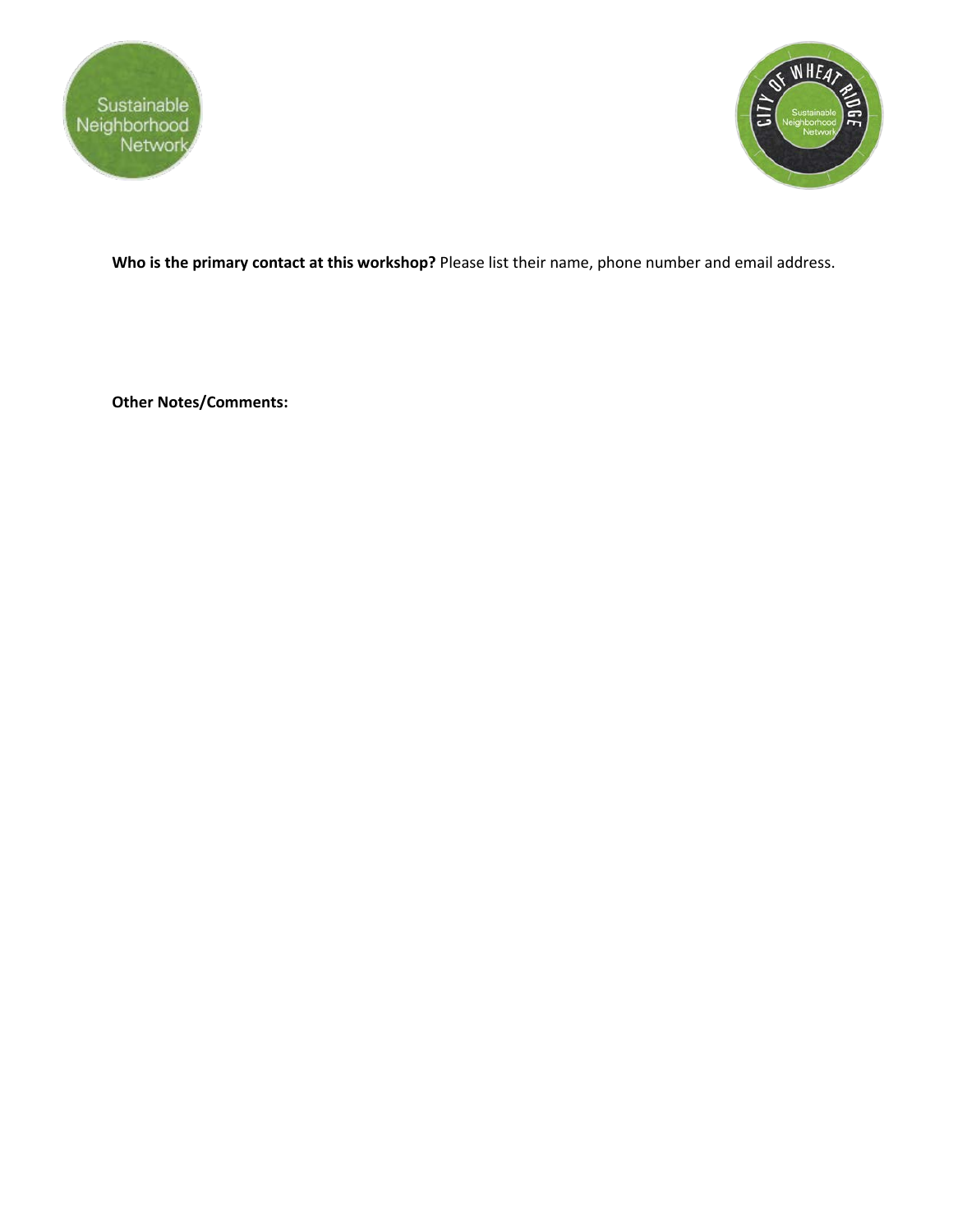**Who is the primary contact at this workshop?** Please list their name, phone number and email address.

**Other Notes/Comments:**